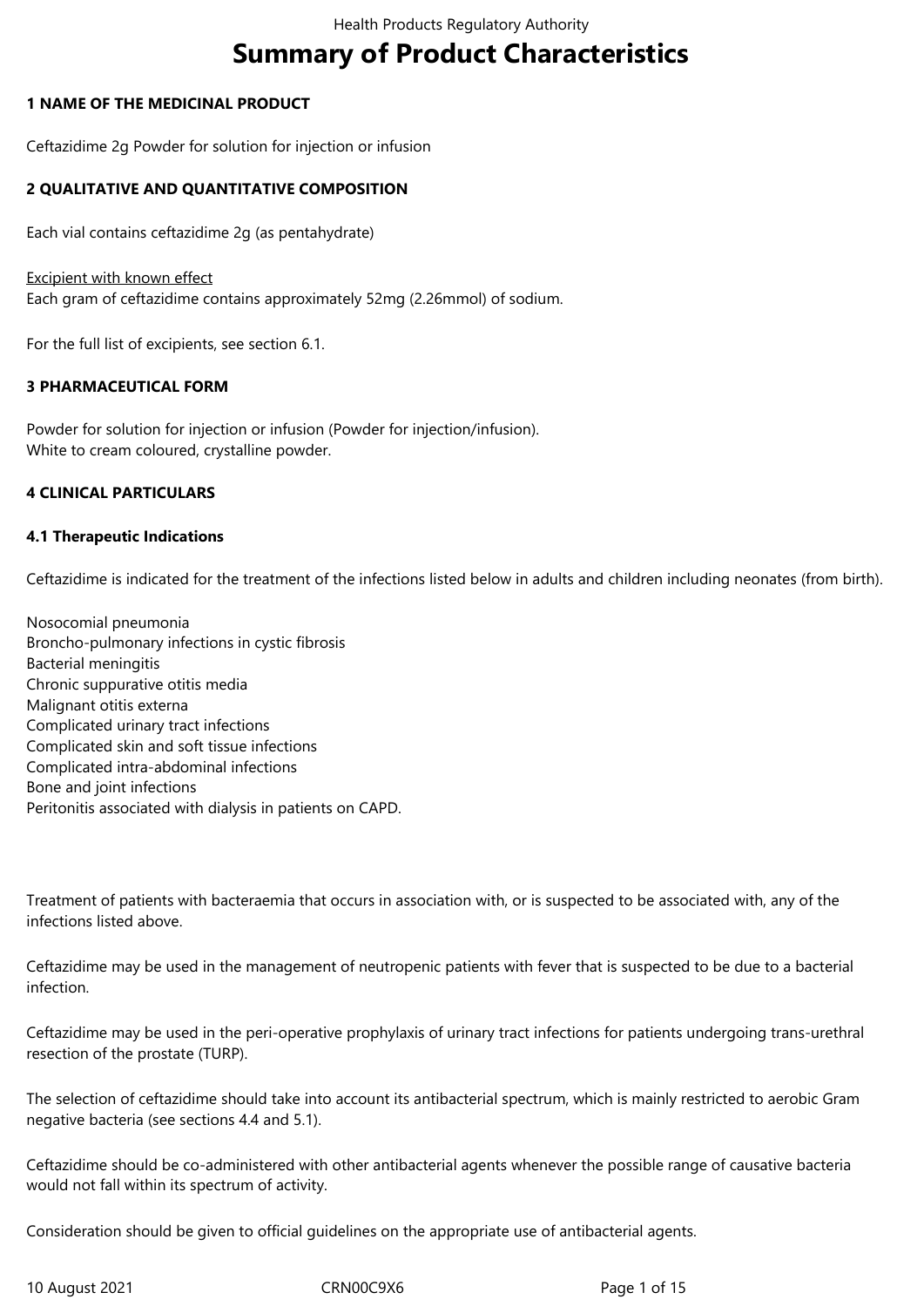# Summary of Product Characteristics

## 1 NAME OF THE MEDICINAL PRODUCT

Ceftazidime 2g Powder for solution for injection or infusion

## 2 QUALITATIVE AND QUANTITATIVE COMPOSITION

Each vial contains ceftazidime 2g (as pentahydrate)

Excipient with known effect
Each gram of ceftazidime contains approximately 52mg (2.26mmol) of sodium.

For the full list of excipients, see section 6.1.

## 3 PHARMACEUTICAL FORM

Powder for solution for injection or infusion (Powder for injection/infusion).
White to cream coloured, crystalline powder.

## 4 CLINICAL PARTICULARS

### 4.1 Therapeutic Indications

Ceftazidime is indicated for the treatment of the infections listed below in adults and children including neonates (from birth).

Nosocomial pneumonia
Broncho-pulmonary infections in cystic fibrosis
Bacterial meningitis
Chronic suppurative otitis media
Malignant otitis externa
Complicated urinary tract infections
Complicated skin and soft tissue infections
Complicated intra-abdominal infections
Bone and joint infections
Peritonitis associated with dialysis in patients on CAPD.

Treatment of patients with bacteraemia that occurs in association with, or is suspected to be associated with, any of the infections listed above.

Ceftazidime may be used in the management of neutropenic patients with fever that is suspected to be due to a bacterial infection.

Ceftazidime may be used in the peri-operative prophylaxis of urinary tract infections for patients undergoing trans-urethral resection of the prostate (TURP).

The selection of ceftazidime should take into account its antibacterial spectrum, which is mainly restricted to aerobic Gram negative bacteria (see sections 4.4 and 5.1).

Ceftazidime should be co-administered with other antibacterial agents whenever the possible range of causative bacteria would not fall within its spectrum of activity.

Consideration should be given to official guidelines on the appropriate use of antibacterial agents.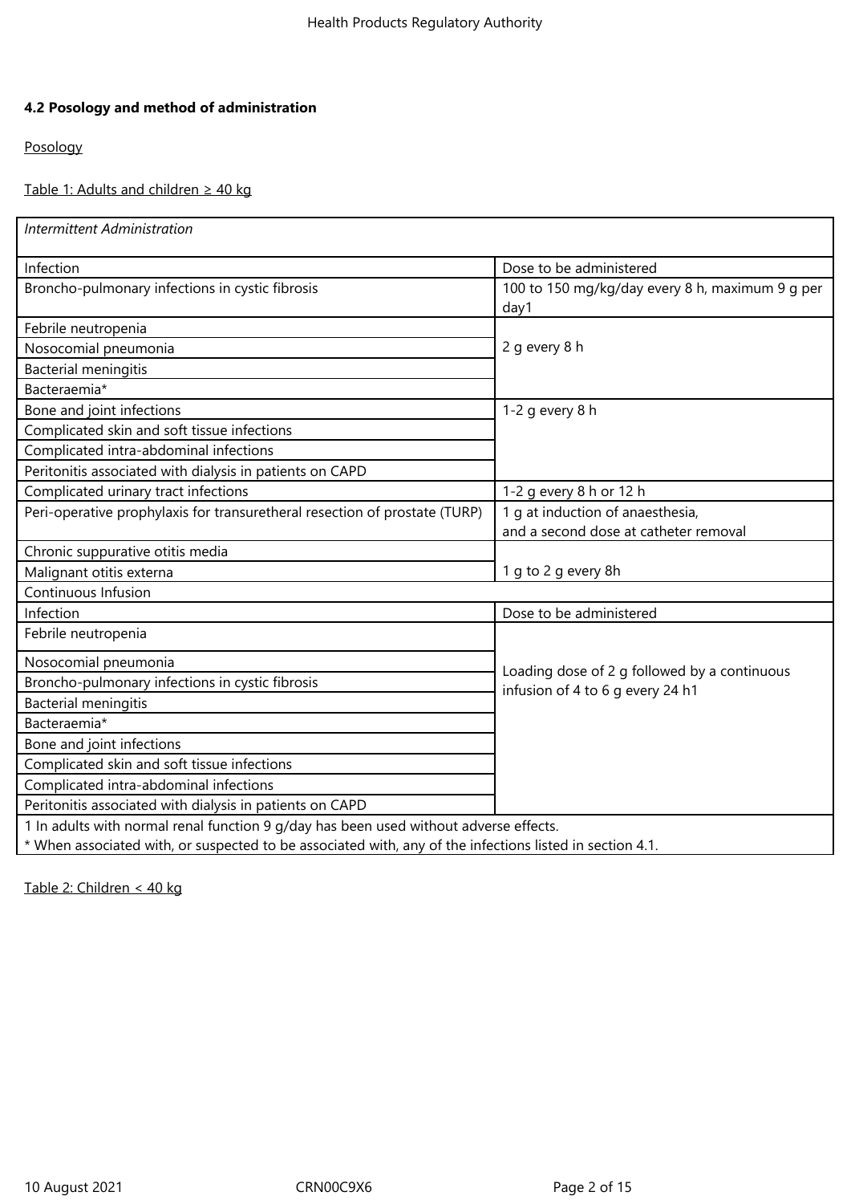### 4.2 Posology and method of administration

Posology

Table 1: Adults and children ≥ 40 kg

| *Intermittent Administration* | |
|---|---|
| Infection | Dose to be administered |
| Broncho-pulmonary infections in cystic fibrosis | 100 to 150 mg/kg/day every 8 h, maximum 9 g per day1 |
| Febrile neutropenia | 2 g every 8 h |
| Nosocomial pneumonia | |
| Bacterial meningitis | |
| Bacteraemia* | |
| Bone and joint infections | 1-2 g every 8 h |
| Complicated skin and soft tissue infections | |
| Complicated intra-abdominal infections | |
| Peritonitis associated with dialysis in patients on CAPD | |
| Complicated urinary tract infections | 1-2 g every 8 h or 12 h |
| Peri-operative prophylaxis for transuretheral resection of prostate (TURP) | 1 g at induction of anaesthesia, and a second dose at catheter removal |
| Chronic suppurative otitis media | 1 g to 2 g every 8h |
| Malignant otitis externa | |
| Continuous Infusion | |
| Infection | Dose to be administered |
| Febrile neutropenia | Loading dose of 2 g followed by a continuous infusion of 4 to 6 g every 24 h1 |
| Nosocomial pneumonia | |
| Broncho-pulmonary infections in cystic fibrosis | |
| Bacterial meningitis | |
| Bacteraemia* | |
| Bone and joint infections | |
| Complicated skin and soft tissue infections | |
| Complicated intra-abdominal infections | |
| Peritonitis associated with dialysis in patients on CAPD | |

1 In adults with normal renal function 9 g/day has been used without adverse effects.
* When associated with, or suspected to be associated with, any of the infections listed in section 4.1.

Table 2: Children < 40 kg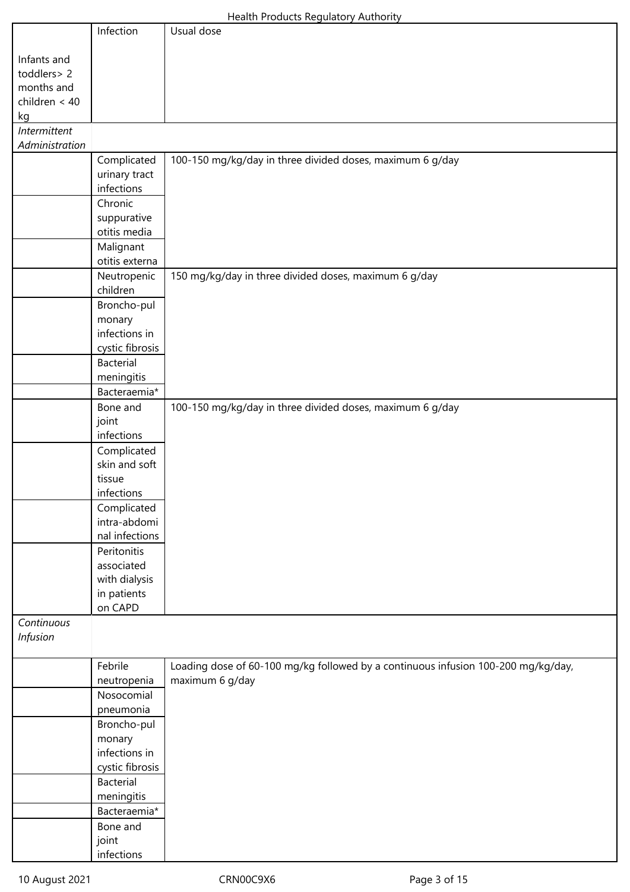| | Infection | Usual dose |
|---|---|---|
| Infants and toddlers> 2 months and children < 40 kg | | |
| *Intermittent Administration* | | |
| | Complicated urinary tract infections | 100-150 mg/kg/day in three divided doses, maximum 6 g/day |
| | Chronic suppurative otitis media | |
| | Malignant otitis externa | |
| | Neutropenic children | 150 mg/kg/day in three divided doses, maximum 6 g/day |
| | Broncho-pulmonary infections in cystic fibrosis | |
| | Bacterial meningitis | |
| | Bacteraemia* | |
| | Bone and joint infections | 100-150 mg/kg/day in three divided doses, maximum 6 g/day |
| | Complicated skin and soft tissue infections | |
| | Complicated intra-abdominal infections | |
| | Peritonitis associated with dialysis in patients on CAPD | |
| *Continuous Infusion* | | |
| | Febrile neutropenia | Loading dose of 60-100 mg/kg followed by a continuous infusion 100-200 mg/kg/day, maximum 6 g/day |
| | Nosocomial pneumonia | |
| | Broncho-pulmonary infections in cystic fibrosis | |
| | Bacterial meningitis | |
| | Bacteraemia* | |
| | Bone and joint infections | |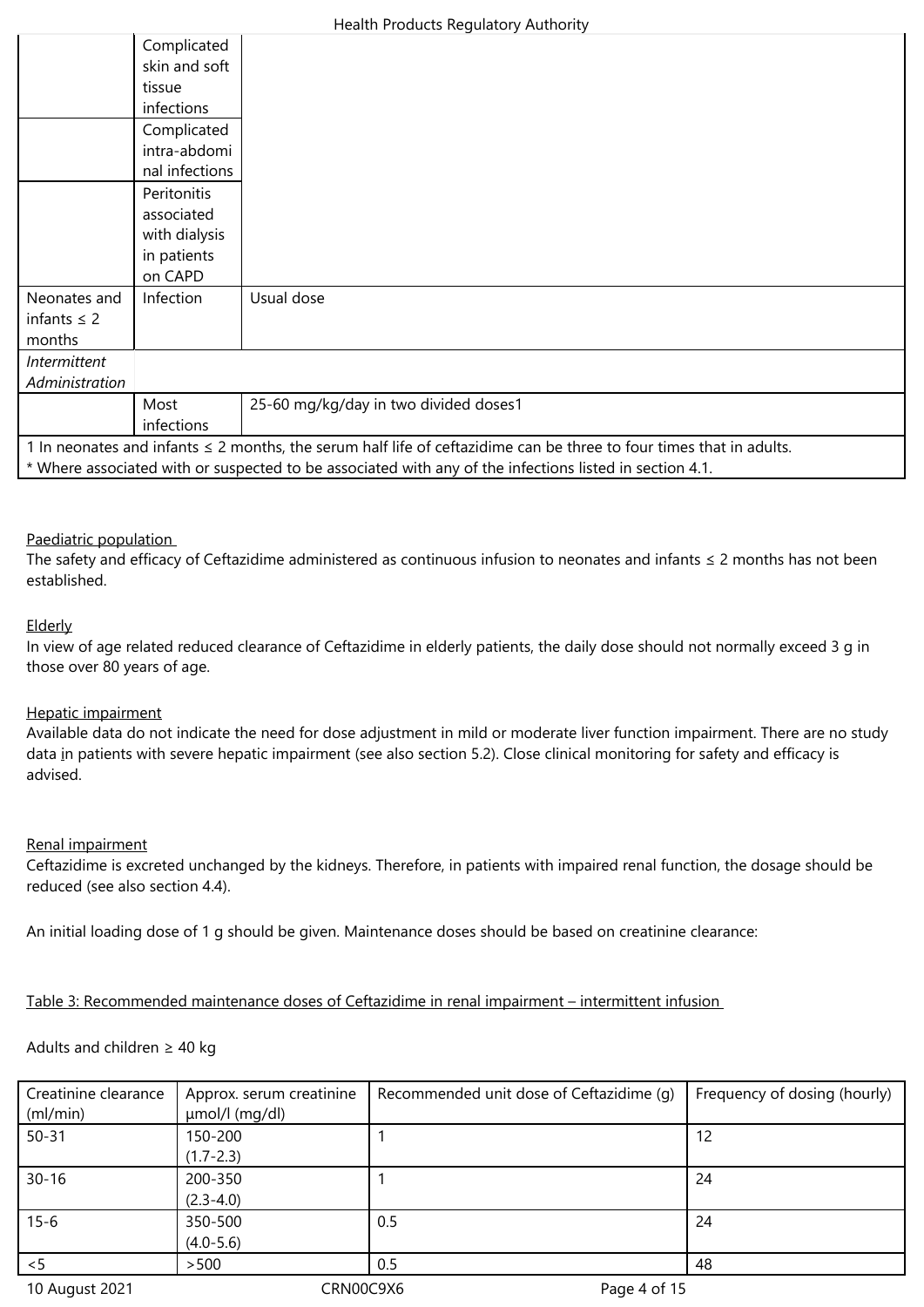| | | |
|---|---|---|
| | Complicated skin and soft tissue infections | |
| | Complicated intra-abdominal infections | |
| | Peritonitis associated with dialysis in patients on CAPD | |
| Neonates and infants ≤ 2 months | Infection | Usual dose |
| *Intermittent Administration* | | |
| | Most infections | 25-60 mg/kg/day in two divided doses1 |
| 1 In neonates and infants ≤ 2 months, the serum half life of ceftazidime can be three to four times that in adults. | | |
| * Where associated with or suspected to be associated with any of the infections listed in section 4.1. | | |

Paediatric population

The safety and efficacy of Ceftazidime administered as continuous infusion to neonates and infants ≤ 2 months has not been established.

Elderly

In view of age related reduced clearance of Ceftazidime in elderly patients, the daily dose should not normally exceed 3 g in those over 80 years of age.

Hepatic impairment

Available data do not indicate the need for dose adjustment in mild or moderate liver function impairment. There are no study data in patients with severe hepatic impairment (see also section 5.2). Close clinical monitoring for safety and efficacy is advised.

Renal impairment

Ceftazidime is excreted unchanged by the kidneys. Therefore, in patients with impaired renal function, the dosage should be reduced (see also section 4.4).

An initial loading dose of 1 g should be given. Maintenance doses should be based on creatinine clearance:

Table 3: Recommended maintenance doses of Ceftazidime in renal impairment – intermittent infusion

Adults and children ≥ 40 kg

| Creatinine clearance (ml/min) | Approx. serum creatinine µmol/l (mg/dl) | Recommended unit dose of Ceftazidime (g) | Frequency of dosing (hourly) |
|---|---|---|---|
| 50-31 | 150-200 (1.7-2.3) | 1 | 12 |
| 30-16 | 200-350 (2.3-4.0) | 1 | 24 |
| 15-6 | 350-500 (4.0-5.6) | 0.5 | 24 |
| <5 | >500 | 0.5 | 48 |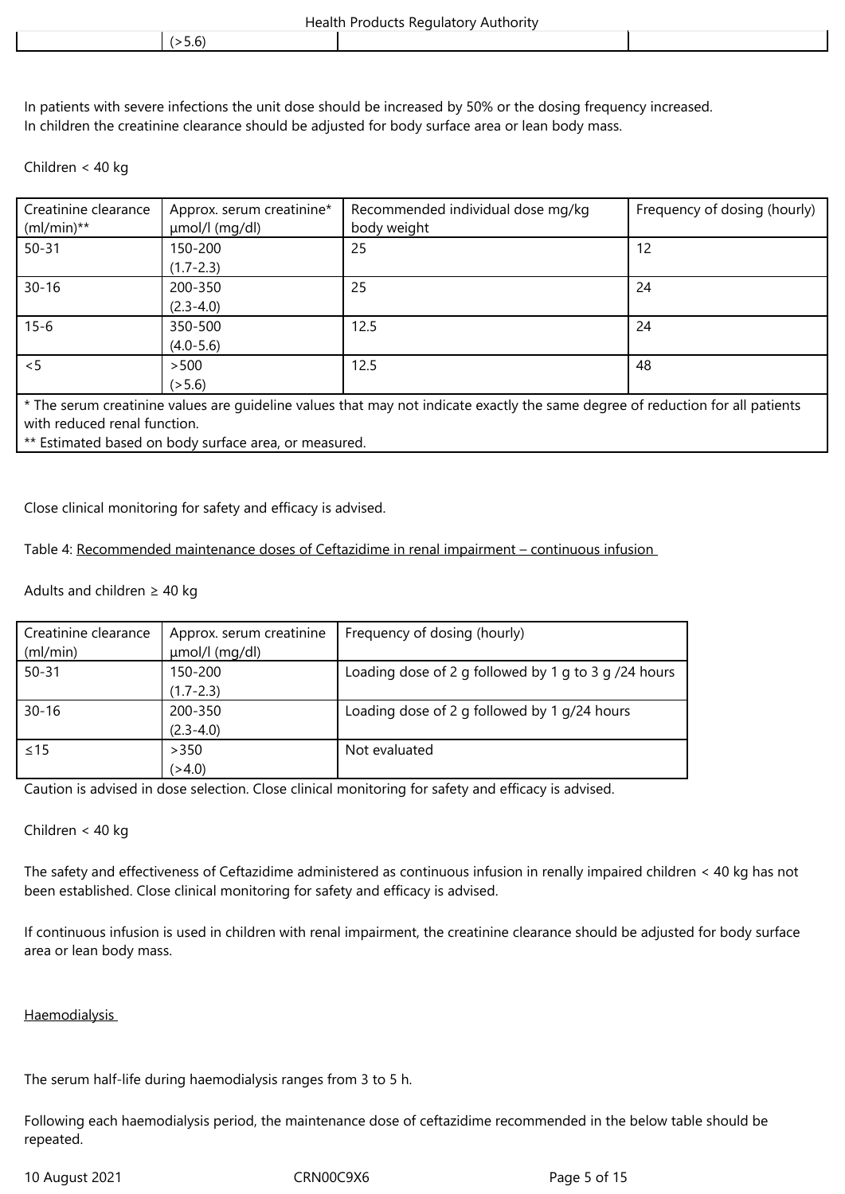| | (>5.6) | | |
|---|---|---|---|

In patients with severe infections the unit dose should be increased by 50% or the dosing frequency increased.
In children the creatinine clearance should be adjusted for body surface area or lean body mass.

Children < 40 kg

| Creatinine clearance (ml/min)** | Approx. serum creatinine* µmol/l (mg/dl) | Recommended individual dose mg/kg body weight | Frequency of dosing (hourly) |
|---|---|---|---|
| 50-31 | 150-200 (1.7-2.3) | 25 | 12 |
| 30-16 | 200-350 (2.3-4.0) | 25 | 24 |
| 15-6 | 350-500 (4.0-5.6) | 12.5 | 24 |
| <5 | >500 (>5.6) | 12.5 | 48 |

\* The serum creatinine values are guideline values that may not indicate exactly the same degree of reduction for all patients with reduced renal function.
\** Estimated based on body surface area, or measured.

Close clinical monitoring for safety and efficacy is advised.

Table 4: Recommended maintenance doses of Ceftazidime in renal impairment – continuous infusion

Adults and children ≥ 40 kg

| Creatinine clearance (ml/min) | Approx. serum creatinine µmol/l (mg/dl) | Frequency of dosing (hourly) |
|---|---|---|
| 50-31 | 150-200 (1.7-2.3) | Loading dose of 2 g followed by 1 g to 3 g /24 hours |
| 30-16 | 200-350 (2.3-4.0) | Loading dose of 2 g followed by 1 g/24 hours |
| ≤15 | >350 (>4.0) | Not evaluated |

Caution is advised in dose selection. Close clinical monitoring for safety and efficacy is advised.

Children < 40 kg

The safety and effectiveness of Ceftazidime administered as continuous infusion in renally impaired children < 40 kg has not been established. Close clinical monitoring for safety and efficacy is advised.

If continuous infusion is used in children with renal impairment, the creatinine clearance should be adjusted for body surface area or lean body mass.

Haemodialysis

The serum half-life during haemodialysis ranges from 3 to 5 h.

Following each haemodialysis period, the maintenance dose of ceftazidime recommended in the below table should be repeated.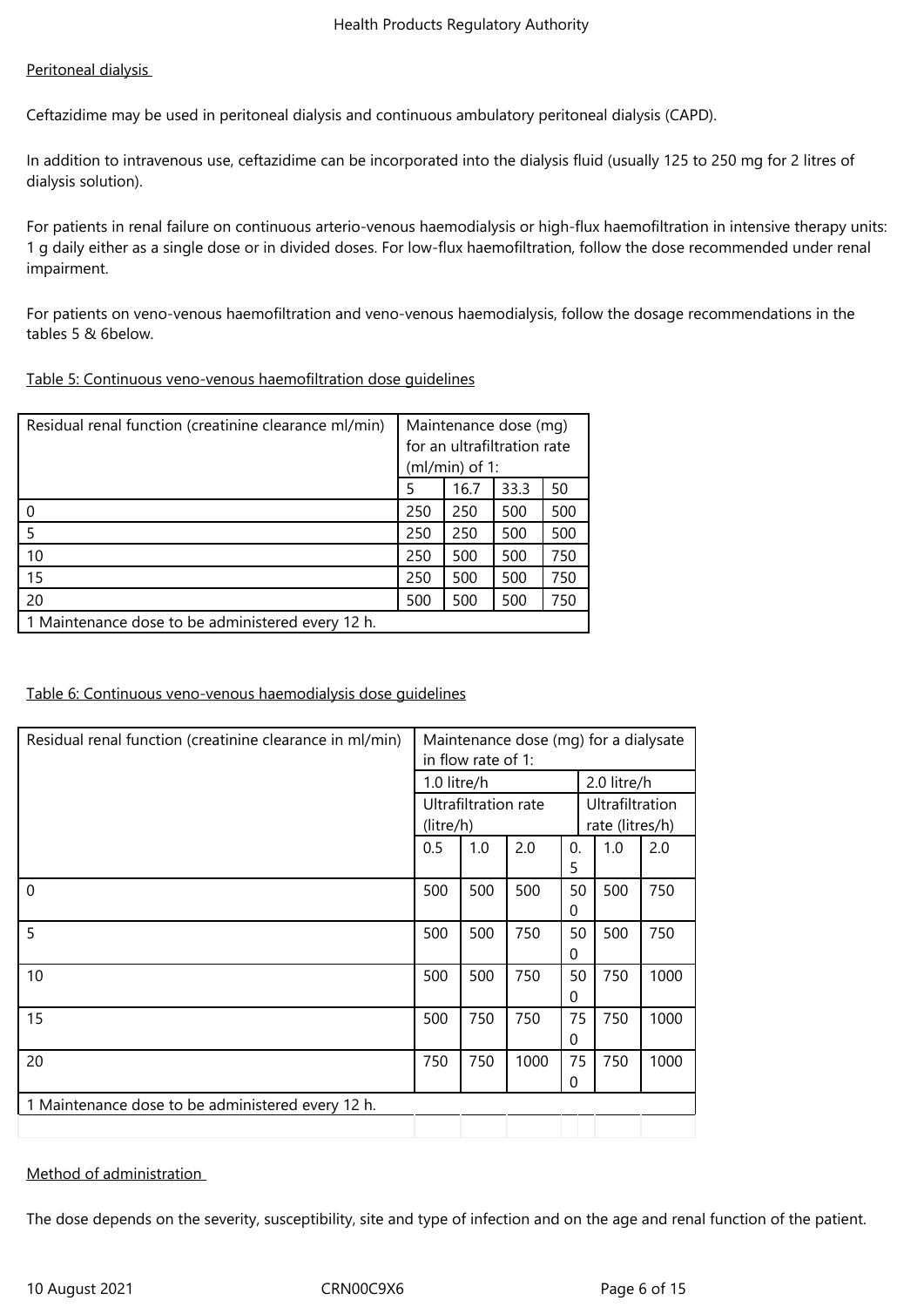Peritoneal dialysis

Ceftazidime may be used in peritoneal dialysis and continuous ambulatory peritoneal dialysis (CAPD).

In addition to intravenous use, ceftazidime can be incorporated into the dialysis fluid (usually 125 to 250 mg for 2 litres of dialysis solution).

For patients in renal failure on continuous arterio-venous haemodialysis or high-flux haemofiltration in intensive therapy units: 1 g daily either as a single dose or in divided doses. For low-flux haemofiltration, follow the dose recommended under renal impairment.

For patients on veno-venous haemofiltration and veno-venous haemodialysis, follow the dosage recommendations in the tables 5 & 6below.

Table 5: Continuous veno-venous haemofiltration dose guidelines

| Residual renal function (creatinine clearance ml/min) | Maintenance dose (mg) for an ultrafiltration rate (ml/min) of 1: | | | |
|---|---|---|---|---|
| | 5 | 16.7 | 33.3 | 50 |
| 0 | 250 | 250 | 500 | 500 |
| 5 | 250 | 250 | 500 | 500 |
| 10 | 250 | 500 | 500 | 750 |
| 15 | 250 | 500 | 500 | 750 |
| 20 | 500 | 500 | 500 | 750 |
| 1 Maintenance dose to be administered every 12 h. | | | | |

Table 6: Continuous veno-venous haemodialysis dose guidelines

| Residual renal function (creatinine clearance in ml/min) | Maintenance dose (mg) for a dialysate in flow rate of 1: | | | | | |
|---|---|---|---|---|---|---|
| | 1.0 litre/h | | | 2.0 litre/h | | |
| | Ultrafiltration rate (litre/h) | | | Ultrafiltration rate (litres/h) | | |
| | 0.5 | 1.0 | 2.0 | 0.5 | 1.0 | 2.0 |
| 0 | 500 | 500 | 500 | 500 | 500 | 750 |
| 5 | 500 | 500 | 750 | 500 | 500 | 750 |
| 10 | 500 | 500 | 750 | 500 | 750 | 1000 |
| 15 | 500 | 750 | 750 | 750 | 750 | 1000 |
| 20 | 750 | 750 | 1000 | 750 | 750 | 1000 |
| 1 Maintenance dose to be administered every 12 h. | | | | | | |

Method of administration

The dose depends on the severity, susceptibility, site and type of infection and on the age and renal function of the patient.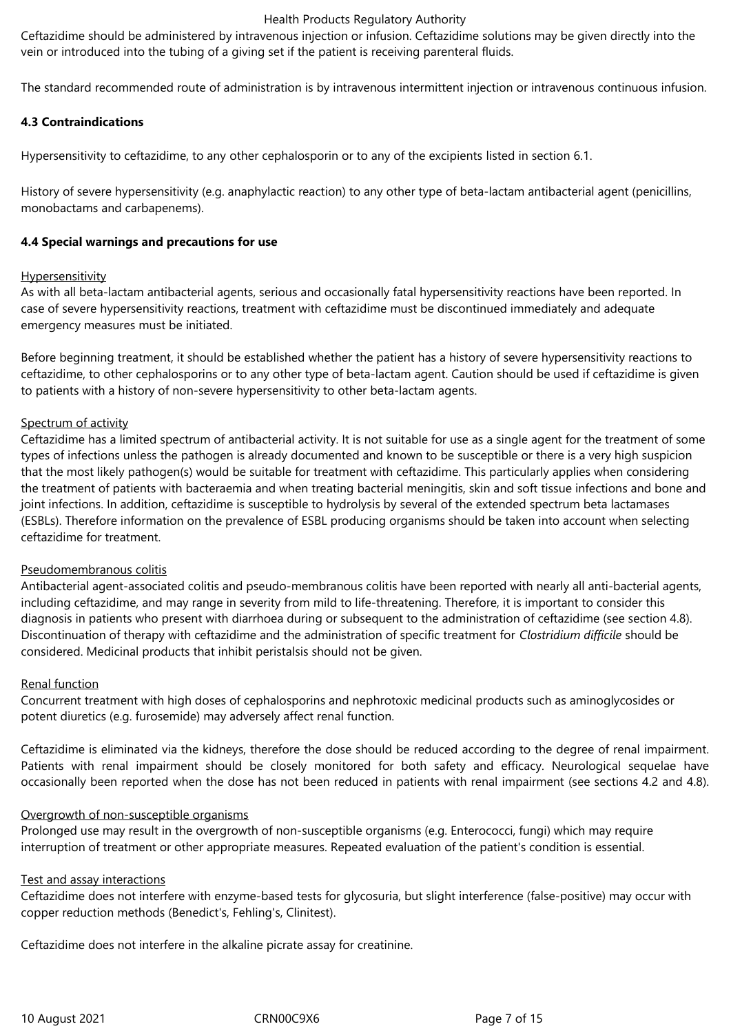Ceftazidime should be administered by intravenous injection or infusion. Ceftazidime solutions may be given directly into the vein or introduced into the tubing of a giving set if the patient is receiving parenteral fluids.

The standard recommended route of administration is by intravenous intermittent injection or intravenous continuous infusion.

**4.3 Contraindications**

Hypersensitivity to ceftazidime, to any other cephalosporin or to any of the excipients listed in section 6.1.

History of severe hypersensitivity (e.g. anaphylactic reaction) to any other type of beta-lactam antibacterial agent (penicillins, monobactams and carbapenems).

**4.4 Special warnings and precautions for use**

Hypersensitivity
As with all beta-lactam antibacterial agents, serious and occasionally fatal hypersensitivity reactions have been reported. In case of severe hypersensitivity reactions, treatment with ceftazidime must be discontinued immediately and adequate emergency measures must be initiated.

Before beginning treatment, it should be established whether the patient has a history of severe hypersensitivity reactions to ceftazidime, to other cephalosporins or to any other type of beta-lactam agent. Caution should be used if ceftazidime is given to patients with a history of non-severe hypersensitivity to other beta-lactam agents.

Spectrum of activity
Ceftazidime has a limited spectrum of antibacterial activity. It is not suitable for use as a single agent for the treatment of some types of infections unless the pathogen is already documented and known to be susceptible or there is a very high suspicion that the most likely pathogen(s) would be suitable for treatment with ceftazidime. This particularly applies when considering the treatment of patients with bacteraemia and when treating bacterial meningitis, skin and soft tissue infections and bone and joint infections. In addition, ceftazidime is susceptible to hydrolysis by several of the extended spectrum beta lactamases (ESBLs). Therefore information on the prevalence of ESBL producing organisms should be taken into account when selecting ceftazidime for treatment.

Pseudomembranous colitis
Antibacterial agent-associated colitis and pseudo-membranous colitis have been reported with nearly all anti-bacterial agents, including ceftazidime, and may range in severity from mild to life-threatening. Therefore, it is important to consider this diagnosis in patients who present with diarrhoea during or subsequent to the administration of ceftazidime (see section 4.8). Discontinuation of therapy with ceftazidime and the administration of specific treatment for *Clostridium difficile* should be considered. Medicinal products that inhibit peristalsis should not be given.

Renal function
Concurrent treatment with high doses of cephalosporins and nephrotoxic medicinal products such as aminoglycosides or potent diuretics (e.g. furosemide) may adversely affect renal function.

Ceftazidime is eliminated via the kidneys, therefore the dose should be reduced according to the degree of renal impairment. Patients with renal impairment should be closely monitored for both safety and efficacy. Neurological sequelae have occasionally been reported when the dose has not been reduced in patients with renal impairment (see sections 4.2 and 4.8).

Overgrowth of non-susceptible organisms
Prolonged use may result in the overgrowth of non-susceptible organisms (e.g. Enterococci, fungi) which may require interruption of treatment or other appropriate measures. Repeated evaluation of the patient's condition is essential.

Test and assay interactions
Ceftazidime does not interfere with enzyme-based tests for glycosuria, but slight interference (false-positive) may occur with copper reduction methods (Benedict's, Fehling's, Clinitest).

Ceftazidime does not interfere in the alkaline picrate assay for creatinine.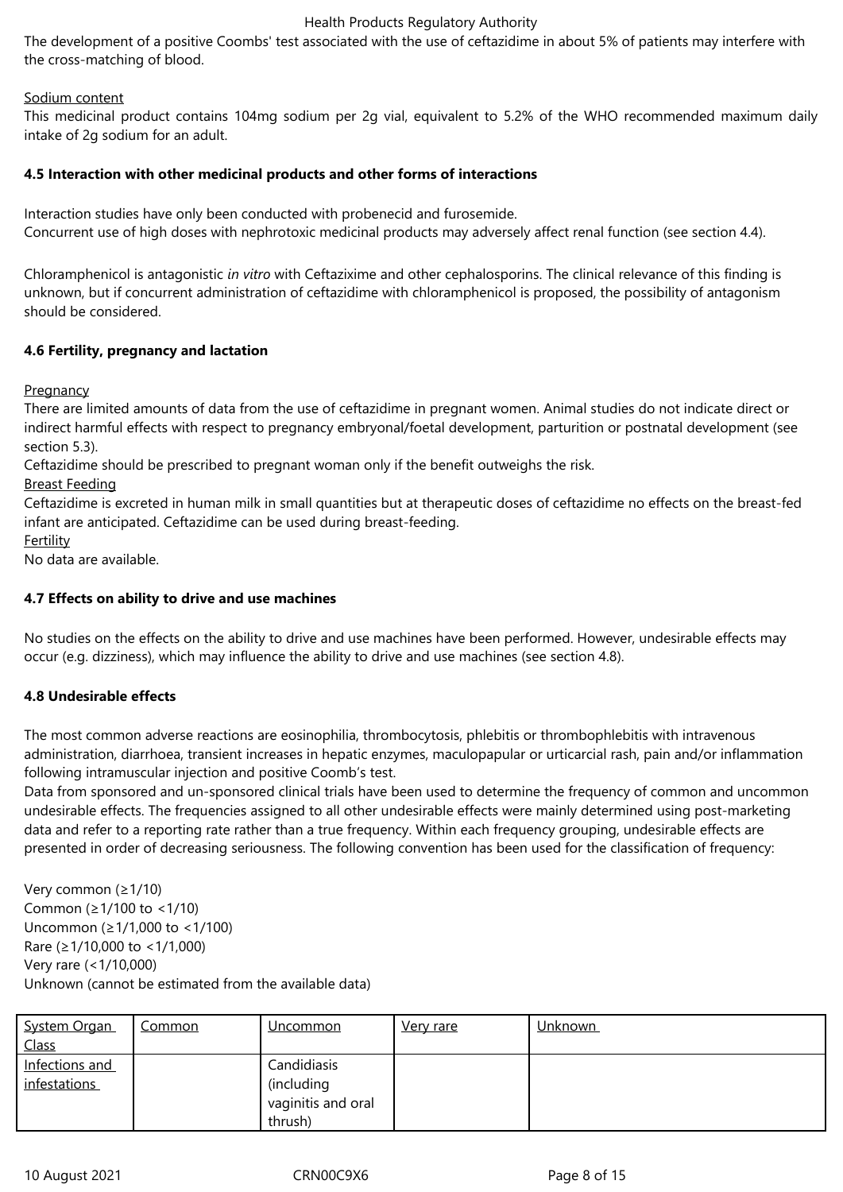The development of a positive Coombs' test associated with the use of ceftazidime in about 5% of patients may interfere with the cross-matching of blood.

Sodium content

This medicinal product contains 104mg sodium per 2g vial, equivalent to 5.2% of the WHO recommended maximum daily intake of 2g sodium for an adult.

**4.5 Interaction with other medicinal products and other forms of interactions**

Interaction studies have only been conducted with probenecid and furosemide.
Concurrent use of high doses with nephrotoxic medicinal products may adversely affect renal function (see section 4.4).

Chloramphenicol is antagonistic *in vitro* with Ceftazixime and other cephalosporins. The clinical relevance of this finding is unknown, but if concurrent administration of ceftazidime with chloramphenicol is proposed, the possibility of antagonism should be considered.

**4.6 Fertility, pregnancy and lactation**

Pregnancy

There are limited amounts of data from the use of ceftazidime in pregnant women. Animal studies do not indicate direct or indirect harmful effects with respect to pregnancy embryonal/foetal development, parturition or postnatal development (see section 5.3).

Ceftazidime should be prescribed to pregnant woman only if the benefit outweighs the risk.

Breast Feeding

Ceftazidime is excreted in human milk in small quantities but at therapeutic doses of ceftazidime no effects on the breast-fed infant are anticipated. Ceftazidime can be used during breast-feeding.

Fertility

No data are available.

**4.7 Effects on ability to drive and use machines**

No studies on the effects on the ability to drive and use machines have been performed. However, undesirable effects may occur (e.g. dizziness), which may influence the ability to drive and use machines (see section 4.8).

**4.8 Undesirable effects**

The most common adverse reactions are eosinophilia, thrombocytosis, phlebitis or thrombophlebitis with intravenous administration, diarrhoea, transient increases in hepatic enzymes, maculopapular or urticarial rash, pain and/or inflammation following intramuscular injection and positive Coomb's test.

Data from sponsored and un-sponsored clinical trials have been used to determine the frequency of common and uncommon undesirable effects. The frequencies assigned to all other undesirable effects were mainly determined using post-marketing data and refer to a reporting rate rather than a true frequency. Within each frequency grouping, undesirable effects are presented in order of decreasing seriousness. The following convention has been used for the classification of frequency:

Very common (≥1/10)
Common (≥1/100 to <1/10)
Uncommon (≥1/1,000 to <1/100)
Rare (≥1/10,000 to <1/1,000)
Very rare (<1/10,000)
Unknown (cannot be estimated from the available data)

| System Organ Class | Common | Uncommon | Very rare | Unknown |
|---|---|---|---|---|
| Infections and infestations | | Candidiasis (including vaginitis and oral thrush) | | |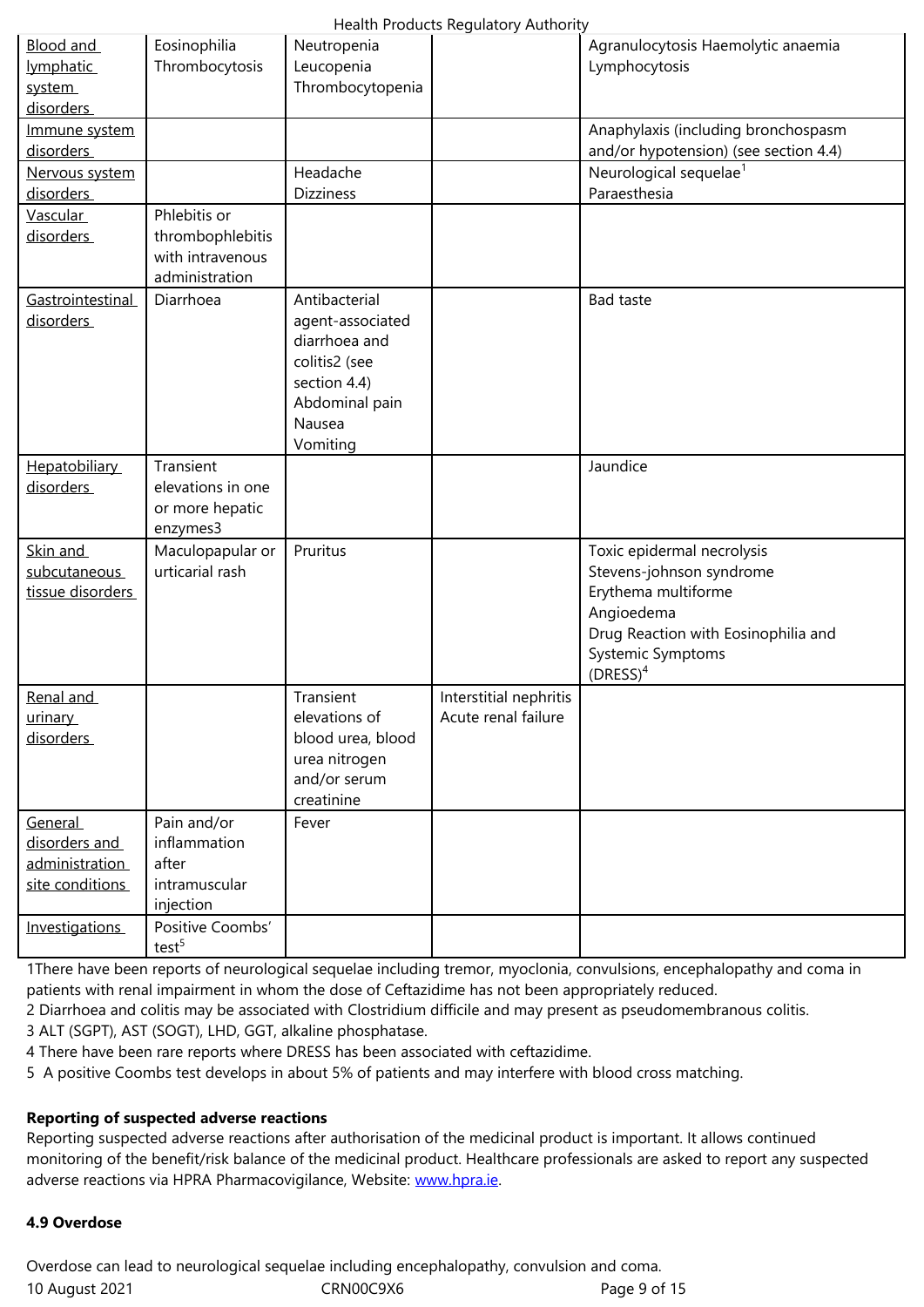| | | | | |
|---|---|---|---|---|
| Blood and lymphatic system disorders | Eosinophilia<br>Thrombocytosis | Neutropenia<br>Leucopenia<br>Thrombocytopenia | | Agranulocytosis Haemolytic anaemia<br>Lymphocytosis |
| Immune system disorders | | | | Anaphylaxis (including bronchospasm and/or hypotension) (see section 4.4) |
| Nervous system disorders | | Headache<br>Dizziness | | Neurological sequelae[1]<br>Paraesthesia |
| Vascular disorders | Phlebitis or thrombophlebitis with intravenous administration | | | |
| Gastrointestinal disorders | Diarrhoea | Antibacterial agent-associated diarrhoea and colitis2 (see section 4.4)<br>Abdominal pain<br>Nausea<br>Vomiting | | Bad taste |
| Hepatobiliary disorders | Transient elevations in one or more hepatic enzymes3 | | | Jaundice |
| Skin and subcutaneous tissue disorders | Maculopapular or urticarial rash | Pruritus | | Toxic epidermal necrolysis<br>Stevens-johnson syndrome<br>Erythema multiforme<br>Angioedema<br>Drug Reaction with Eosinophilia and Systemic Symptoms (DRESS)[4] |
| Renal and urinary disorders | | Transient elevations of blood urea, blood urea nitrogen and/or serum creatinine | Interstitial nephritis<br>Acute renal failure | |
| General disorders and administration site conditions | Pain and/or inflammation after intramuscular injection | Fever | | |
| Investigations | Positive Coombs' test[5] | | | |

1There have been reports of neurological sequelae including tremor, myoclonia, convulsions, encephalopathy and coma in patients with renal impairment in whom the dose of Ceftazidime has not been appropriately reduced.
2 Diarrhoea and colitis may be associated with Clostridium difficile and may present as pseudomembranous colitis.
3 ALT (SGPT), AST (SOGT), LHD, GGT, alkaline phosphatase.
4 There have been rare reports where DRESS has been associated with ceftazidime.
5 A positive Coombs test develops in about 5% of patients and may interfere with blood cross matching.

**Reporting of suspected adverse reactions**
Reporting suspected adverse reactions after authorisation of the medicinal product is important. It allows continued monitoring of the benefit/risk balance of the medicinal product. Healthcare professionals are asked to report any suspected adverse reactions via HPRA Pharmacovigilance, Website: www.hpra.ie.

**4.9 Overdose**

Overdose can lead to neurological sequelae including encephalopathy, convulsion and coma.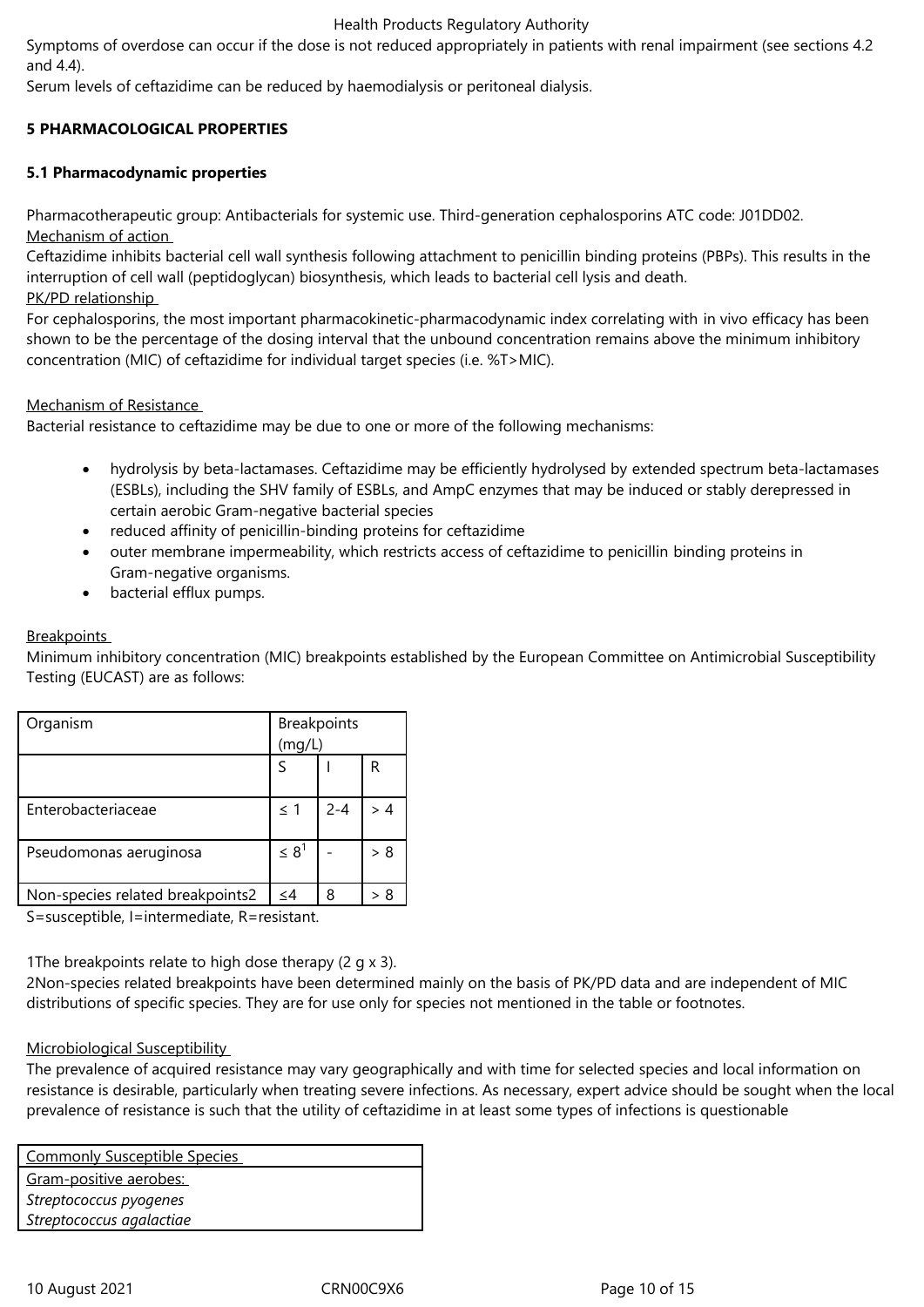Symptoms of overdose can occur if the dose is not reduced appropriately in patients with renal impairment (see sections 4.2 and 4.4).

Serum levels of ceftazidime can be reduced by haemodialysis or peritoneal dialysis.

## 5 PHARMACOLOGICAL PROPERTIES

### 5.1 Pharmacodynamic properties

Pharmacotherapeutic group: Antibacterials for systemic use. Third-generation cephalosporins ATC code: J01DD02.

Mechanism of action

Ceftazidime inhibits bacterial cell wall synthesis following attachment to penicillin binding proteins (PBPs). This results in the interruption of cell wall (peptidoglycan) biosynthesis, which leads to bacterial cell lysis and death.

PK/PD relationship

For cephalosporins, the most important pharmacokinetic-pharmacodynamic index correlating with in vivo efficacy has been shown to be the percentage of the dosing interval that the unbound concentration remains above the minimum inhibitory concentration (MIC) of ceftazidime for individual target species (i.e. %T>MIC).

Mechanism of Resistance

Bacterial resistance to ceftazidime may be due to one or more of the following mechanisms:

- hydrolysis by beta-lactamases. Ceftazidime may be efficiently hydrolysed by extended spectrum beta-lactamases (ESBLs), including the SHV family of ESBLs, and AmpC enzymes that may be induced or stably derepressed in certain aerobic Gram-negative bacterial species
- reduced affinity of penicillin-binding proteins for ceftazidime
- outer membrane impermeability, which restricts access of ceftazidime to penicillin binding proteins in Gram-negative organisms.
- bacterial efflux pumps.

Breakpoints

Minimum inhibitory concentration (MIC) breakpoints established by the European Committee on Antimicrobial Susceptibility Testing (EUCAST) are as follows:

| Organism | Breakpoints (mg/L) | | |
|---|---|---|---|
| | S | I | R |
| Enterobacteriaceae | ≤ 1 | 2-4 | > 4 |
| Pseudomonas aeruginosa | ≤ 8[1] | - | > 8 |
| Non-species related breakpoints2 | ≤4 | 8 | > 8 |

S=susceptible, I=intermediate, R=resistant.

1The breakpoints relate to high dose therapy (2 g x 3).

2Non-species related breakpoints have been determined mainly on the basis of PK/PD data and are independent of MIC distributions of specific species. They are for use only for species not mentioned in the table or footnotes.

Microbiological Susceptibility

The prevalence of acquired resistance may vary geographically and with time for selected species and local information on resistance is desirable, particularly when treating severe infections. As necessary, expert advice should be sought when the local prevalence of resistance is such that the utility of ceftazidime in at least some types of infections is questionable

| Commonly Susceptible Species |
|---|
| Gram-positive aerobes: |
| *Streptococcus pyogenes* |
| *Streptococcus agalactiae* |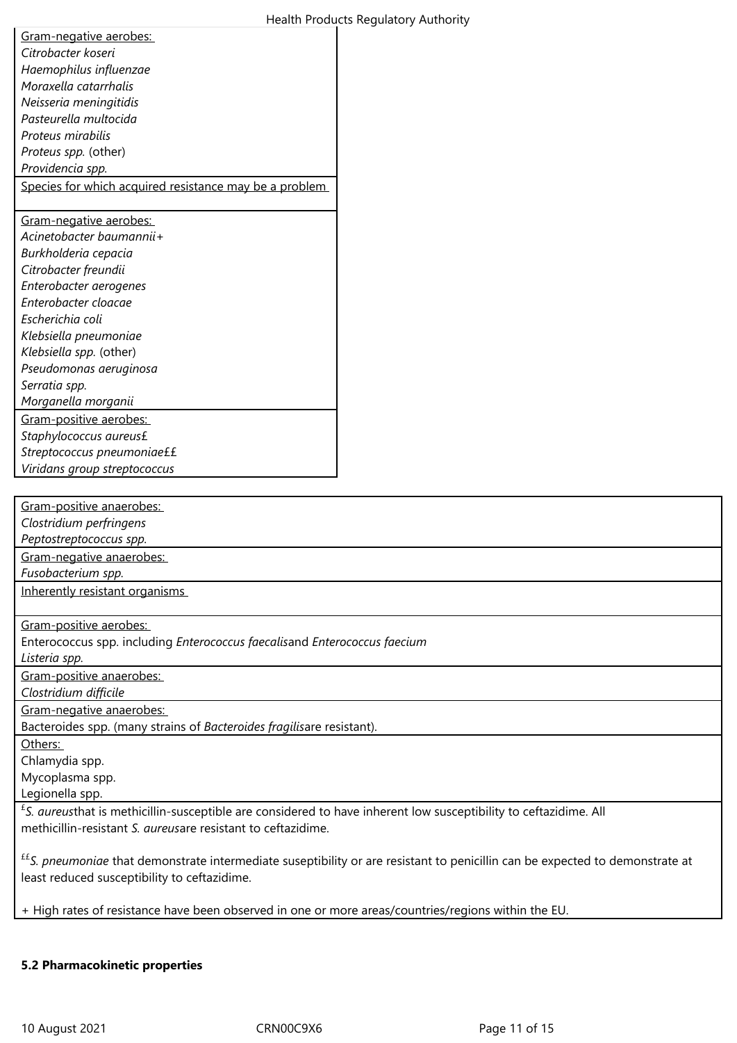| |
|---|
| Gram-negative aerobes: |
| *Citrobacter koseri* |
| *Haemophilus influenzae* |
| *Moraxella catarrhalis* |
| *Neisseria meningitidis* |
| *Pasteurella multocida* |
| *Proteus mirabilis* |
| *Proteus spp.* (other) |
| *Providencia spp.* |
| Species for which acquired resistance may be a problem |
| Gram-negative aerobes: |
| *Acinetobacter baumannii*+ |
| *Burkholderia cepacia* |
| *Citrobacter freundii* |
| *Enterobacter aerogenes* |
| *Enterobacter cloacae* |
| *Escherichia coli* |
| *Klebsiella pneumoniae* |
| *Klebsiella spp.* (other) |
| *Pseudomonas aeruginosa* |
| *Serratia spp.* |
| *Morganella morganii* |
| Gram-positive aerobes: |
| *Staphylococcus aureus*£ |
| *Streptococcus pneumoniae*££ |
| *Viridans group streptococcus* |

| |
|---|
| Gram-positive anaerobes: |
| *Clostridium perfringens* |
| *Peptostreptococcus spp.* |
| Gram-negative anaerobes: |
| *Fusobacterium spp.* |
| Inherently resistant organisms |
| Gram-positive aerobes: |
| Enterococcus spp. including *Enterococcus faecalis*and *Enterococcus faecium* |
| *Listeria spp.* |
| Gram-positive anaerobes: |
| *Clostridium difficile* |
| Gram-negative anaerobes: |
| Bacteroides spp. (many strains of *Bacteroides fragilis*are resistant). |
| Others: |
| Chlamydia spp. |
| Mycoplasma spp. |
| Legionella spp. |
| £*S. aureus*that is methicillin-susceptible are considered to have inherent low susceptibility to ceftazidime. All methicillin-resistant *S. aureus*are resistant to ceftazidime. |
| ££*S. pneumoniae* that demonstrate intermediate suseptibility or are resistant to penicillin can be expected to demonstrate at least reduced susceptibility to ceftazidime. |
| + High rates of resistance have been observed in one or more areas/countries/regions within the EU. |

**5.2 Pharmacokinetic properties**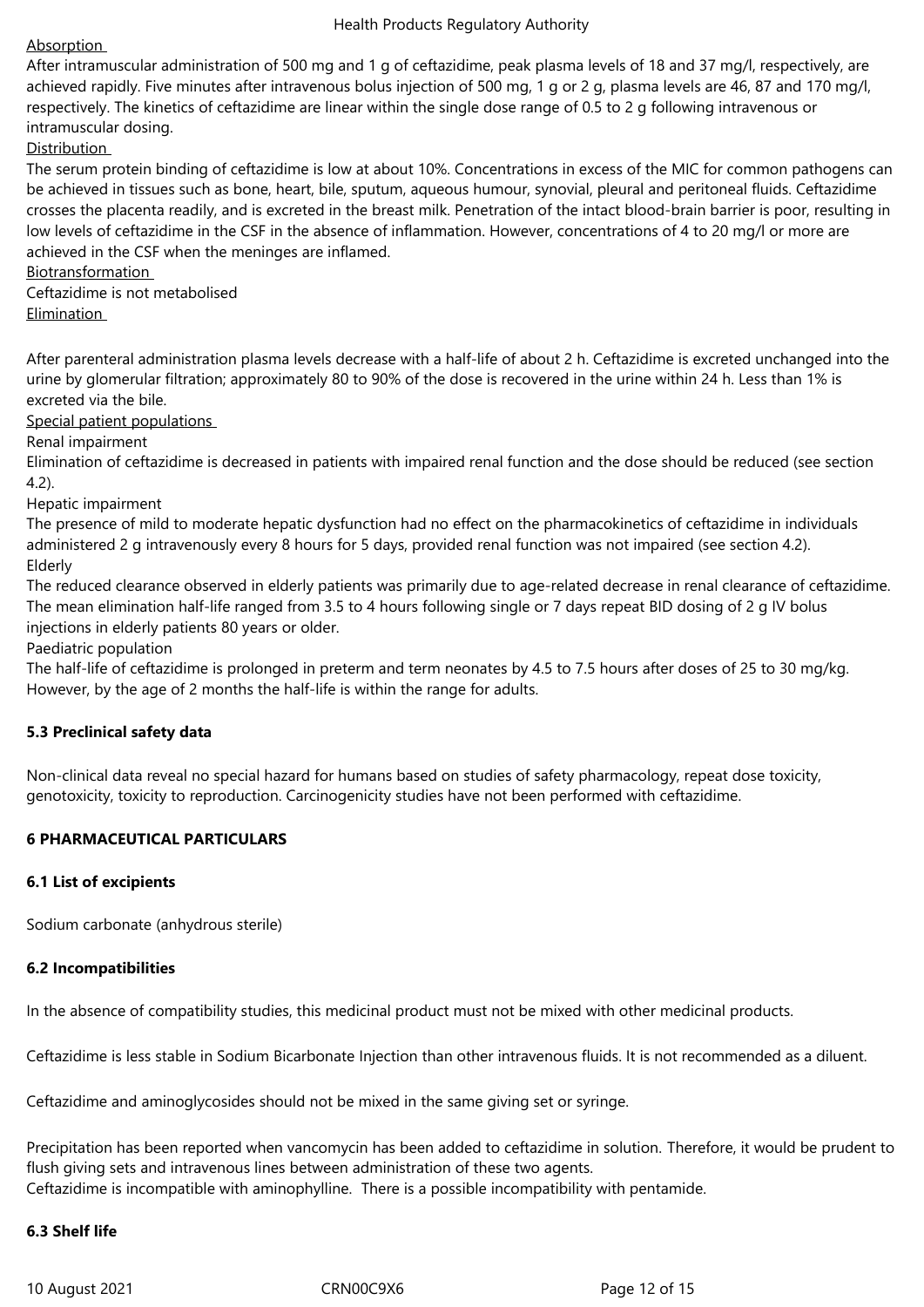Absorption

After intramuscular administration of 500 mg and 1 g of ceftazidime, peak plasma levels of 18 and 37 mg/l, respectively, are achieved rapidly. Five minutes after intravenous bolus injection of 500 mg, 1 g or 2 g, plasma levels are 46, 87 and 170 mg/l, respectively. The kinetics of ceftazidime are linear within the single dose range of 0.5 to 2 g following intravenous or intramuscular dosing.

Distribution

The serum protein binding of ceftazidime is low at about 10%. Concentrations in excess of the MIC for common pathogens can be achieved in tissues such as bone, heart, bile, sputum, aqueous humour, synovial, pleural and peritoneal fluids. Ceftazidime crosses the placenta readily, and is excreted in the breast milk. Penetration of the intact blood-brain barrier is poor, resulting in low levels of ceftazidime in the CSF in the absence of inflammation. However, concentrations of 4 to 20 mg/l or more are achieved in the CSF when the meninges are inflamed.

Biotransformation

Ceftazidime is not metabolised

Elimination

After parenteral administration plasma levels decrease with a half-life of about 2 h. Ceftazidime is excreted unchanged into the urine by glomerular filtration; approximately 80 to 90% of the dose is recovered in the urine within 24 h. Less than 1% is excreted via the bile.

Special patient populations

Renal impairment

Elimination of ceftazidime is decreased in patients with impaired renal function and the dose should be reduced (see section 4.2).

Hepatic impairment

The presence of mild to moderate hepatic dysfunction had no effect on the pharmacokinetics of ceftazidime in individuals administered 2 g intravenously every 8 hours for 5 days, provided renal function was not impaired (see section 4.2).

Elderly

The reduced clearance observed in elderly patients was primarily due to age-related decrease in renal clearance of ceftazidime. The mean elimination half-life ranged from 3.5 to 4 hours following single or 7 days repeat BID dosing of 2 g IV bolus injections in elderly patients 80 years or older.

Paediatric population

The half-life of ceftazidime is prolonged in preterm and term neonates by 4.5 to 7.5 hours after doses of 25 to 30 mg/kg. However, by the age of 2 months the half-life is within the range for adults.

### 5.3 Preclinical safety data

Non-clinical data reveal no special hazard for humans based on studies of safety pharmacology, repeat dose toxicity, genotoxicity, toxicity to reproduction. Carcinogenicity studies have not been performed with ceftazidime.

## 6 PHARMACEUTICAL PARTICULARS

### 6.1 List of excipients

Sodium carbonate (anhydrous sterile)

### 6.2 Incompatibilities

In the absence of compatibility studies, this medicinal product must not be mixed with other medicinal products.

Ceftazidime is less stable in Sodium Bicarbonate Injection than other intravenous fluids. It is not recommended as a diluent.

Ceftazidime and aminoglycosides should not be mixed in the same giving set or syringe.

Precipitation has been reported when vancomycin has been added to ceftazidime in solution. Therefore, it would be prudent to flush giving sets and intravenous lines between administration of these two agents.

Ceftazidime is incompatible with aminophylline. There is a possible incompatibility with pentamide.

### 6.3 Shelf life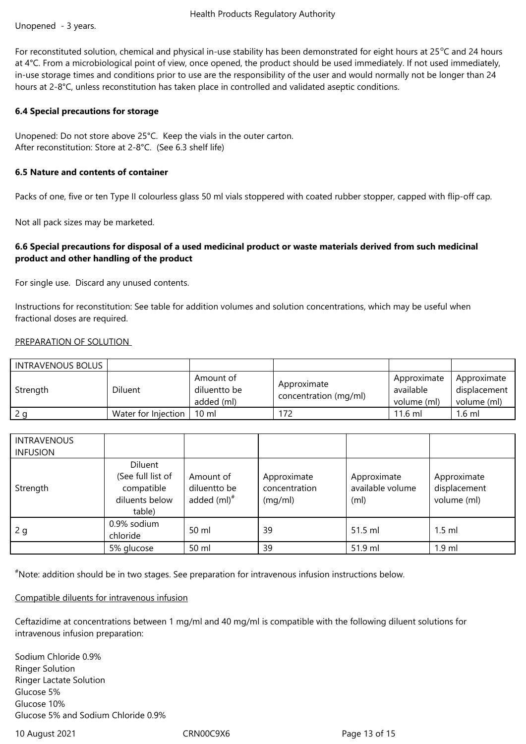Unopened - 3 years.

For reconstituted solution, chemical and physical in-use stability has been demonstrated for eight hours at 25°C and 24 hours at 4°C. From a microbiological point of view, once opened, the product should be used immediately. If not used immediately, in-use storage times and conditions prior to use are the responsibility of the user and would normally not be longer than 24 hours at 2-8°C, unless reconstitution has taken place in controlled and validated aseptic conditions.

**6.4 Special precautions for storage**

Unopened: Do not store above 25°C. Keep the vials in the outer carton.
After reconstitution: Store at 2-8°C. (See 6.3 shelf life)

**6.5 Nature and contents of container**

Packs of one, five or ten Type II colourless glass 50 ml vials stoppered with coated rubber stopper, capped with flip-off cap.

Not all pack sizes may be marketed.

**6.6 Special precautions for disposal of a used medicinal product or waste materials derived from such medicinal product and other handling of the product**

For single use. Discard any unused contents.

Instructions for reconstitution: See table for addition volumes and solution concentrations, which may be useful when fractional doses are required.

PREPARATION OF SOLUTION

| INTRAVENOUS BOLUS | | | | | |
|---|---|---|---|---|---|
| Strength | Diluent | Amount of diluentto be added (ml) | Approximate concentration (mg/ml) | Approximate available volume (ml) | Approximate displacement volume (ml) |
| 2 g | Water for Injection | 10 ml | 172 | 11.6 ml | 1.6 ml |

| INTRAVENOUS INFUSION | | | | | |
|---|---|---|---|---|---|
| Strength | Diluent (See full list of compatible diluents below table) | Amount of diluentto be added (ml)[#] | Approximate concentration (mg/ml) | Approximate available volume (ml) | Approximate displacement volume (ml) |
| 2 g | 0.9% sodium chloride | 50 ml | 39 | 51.5 ml | 1.5 ml |
| | 5% glucose | 50 ml | 39 | 51.9 ml | 1.9 ml |

[#]Note: addition should be in two stages. See preparation for intravenous infusion instructions below.

Compatible diluents for intravenous infusion

Ceftazidime at concentrations between 1 mg/ml and 40 mg/ml is compatible with the following diluent solutions for intravenous infusion preparation:

Sodium Chloride 0.9%
Ringer Solution
Ringer Lactate Solution
Glucose 5%
Glucose 10%
Glucose 5% and Sodium Chloride 0.9%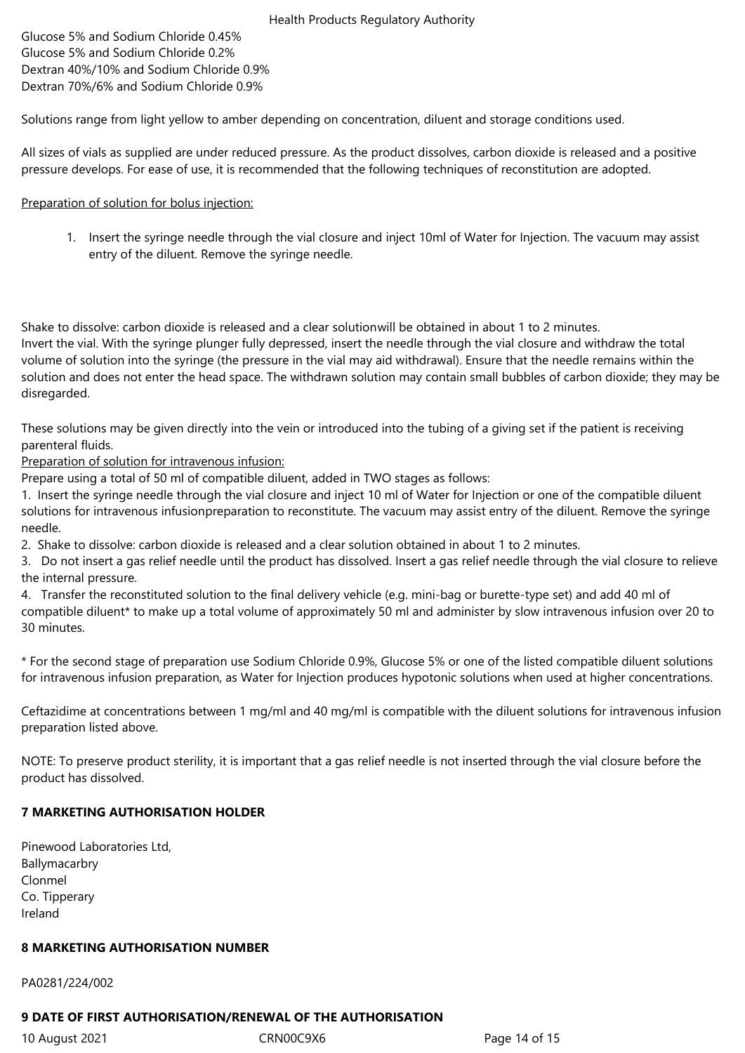Glucose 5% and Sodium Chloride 0.45%
Glucose 5% and Sodium Chloride 0.2%
Dextran 40%/10% and Sodium Chloride 0.9%
Dextran 70%/6% and Sodium Chloride 0.9%

Solutions range from light yellow to amber depending on concentration, diluent and storage conditions used.

All sizes of vials as supplied are under reduced pressure. As the product dissolves, carbon dioxide is released and a positive pressure develops. For ease of use, it is recommended that the following techniques of reconstitution are adopted.

Preparation of solution for bolus injection:

1. Insert the syringe needle through the vial closure and inject 10ml of Water for Injection. The vacuum may assist entry of the diluent. Remove the syringe needle.

Shake to dissolve: carbon dioxide is released and a clear solutionwill be obtained in about 1 to 2 minutes.
Invert the vial. With the syringe plunger fully depressed, insert the needle through the vial closure and withdraw the total volume of solution into the syringe (the pressure in the vial may aid withdrawal). Ensure that the needle remains within the solution and does not enter the head space. The withdrawn solution may contain small bubbles of carbon dioxide; they may be disregarded.

These solutions may be given directly into the vein or introduced into the tubing of a giving set if the patient is receiving parenteral fluids.

Preparation of solution for intravenous infusion:

Prepare using a total of 50 ml of compatible diluent, added in TWO stages as follows:

1. Insert the syringe needle through the vial closure and inject 10 ml of Water for Injection or one of the compatible diluent solutions for intravenous infusionpreparation to reconstitute. The vacuum may assist entry of the diluent. Remove the syringe needle.
2. Shake to dissolve: carbon dioxide is released and a clear solution obtained in about 1 to 2 minutes.
3. Do not insert a gas relief needle until the product has dissolved. Insert a gas relief needle through the vial closure to relieve the internal pressure.
4. Transfer the reconstituted solution to the final delivery vehicle (e.g. mini-bag or burette-type set) and add 40 ml of compatible diluent* to make up a total volume of approximately 50 ml and administer by slow intravenous infusion over 20 to 30 minutes.

* For the second stage of preparation use Sodium Chloride 0.9%, Glucose 5% or one of the listed compatible diluent solutions for intravenous infusion preparation, as Water for Injection produces hypotonic solutions when used at higher concentrations.

Ceftazidime at concentrations between 1 mg/ml and 40 mg/ml is compatible with the diluent solutions for intravenous infusion preparation listed above.

NOTE: To preserve product sterility, it is important that a gas relief needle is not inserted through the vial closure before the product has dissolved.

## 7 MARKETING AUTHORISATION HOLDER

Pinewood Laboratories Ltd,
Ballymacarbry
Clonmel
Co. Tipperary
Ireland

## 8 MARKETING AUTHORISATION NUMBER

PA0281/224/002

## 9 DATE OF FIRST AUTHORISATION/RENEWAL OF THE AUTHORISATION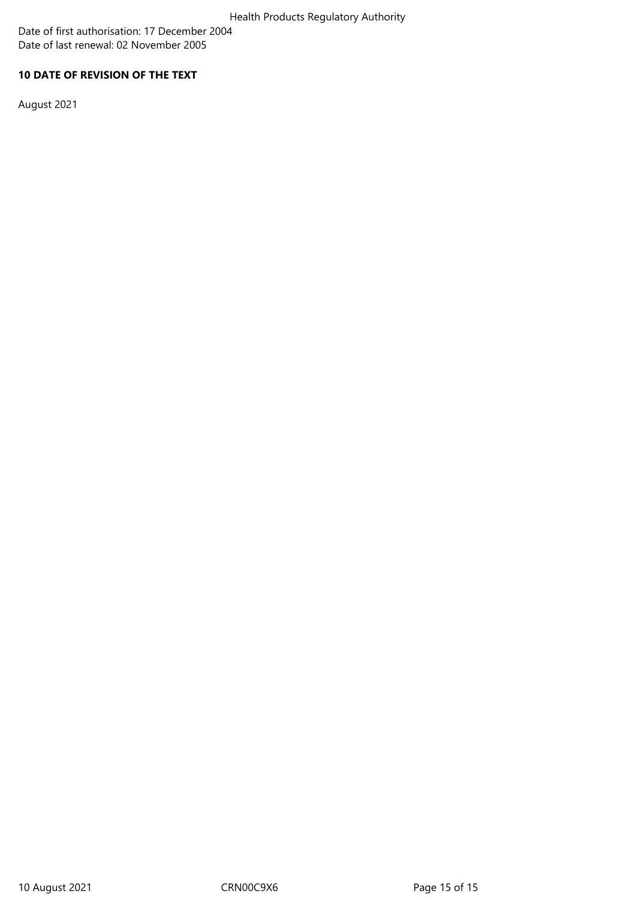Date of first authorisation: 17 December 2004
Date of last renewal: 02 November 2005

## 10 DATE OF REVISION OF THE TEXT

August 2021